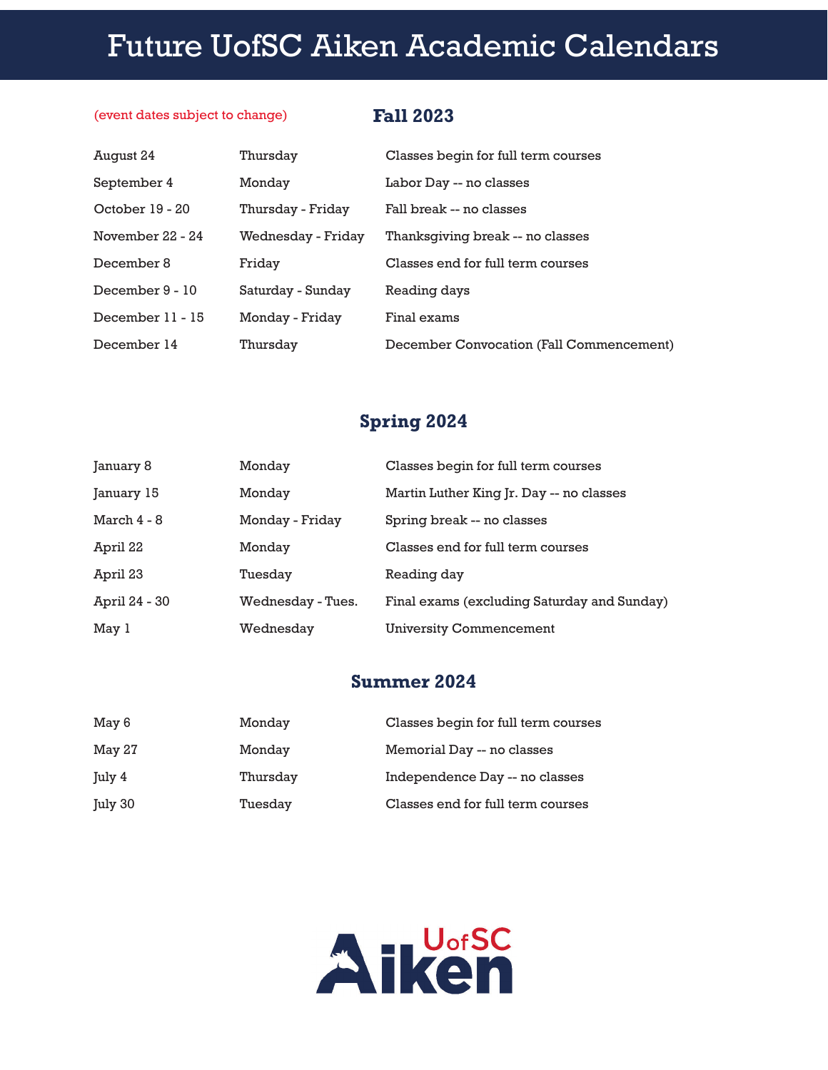# Future UofSC Aiken Academic Calendars

(event dates subject to change)

## Fall 2023

| | | |
|---|---|---|
| August 24 | Thursday | Classes begin for full term courses |
| September 4 | Monday | Labor Day -- no classes |
| October 19 - 20 | Thursday - Friday | Fall break -- no classes |
| November 22 - 24 | Wednesday - Friday | Thanksgiving break -- no classes |
| December 8 | Friday | Classes end for full term courses |
| December 9 - 10 | Saturday - Sunday | Reading days |
| December 11 - 15 | Monday - Friday | Final exams |
| December 14 | Thursday | December Convocation (Fall Commencement) |

## Spring 2024

| | | |
|---|---|---|
| January 8 | Monday | Classes begin for full term courses |
| January 15 | Monday | Martin Luther King Jr. Day -- no classes |
| March 4 - 8 | Monday - Friday | Spring break -- no classes |
| April 22 | Monday | Classes end for full term courses |
| April 23 | Tuesday | Reading day |
| April 24 - 30 | Wednesday - Tues. | Final exams (excluding Saturday and Sunday) |
| May 1 | Wednesday | University Commencement |

## Summer 2024

| | | |
|---|---|---|
| May 6 | Monday | Classes begin for full term courses |
| May 27 | Monday | Memorial Day -- no classes |
| July 4 | Thursday | Independence Day -- no classes |
| July 30 | Tuesday | Classes end for full term courses |

UofSC Aiken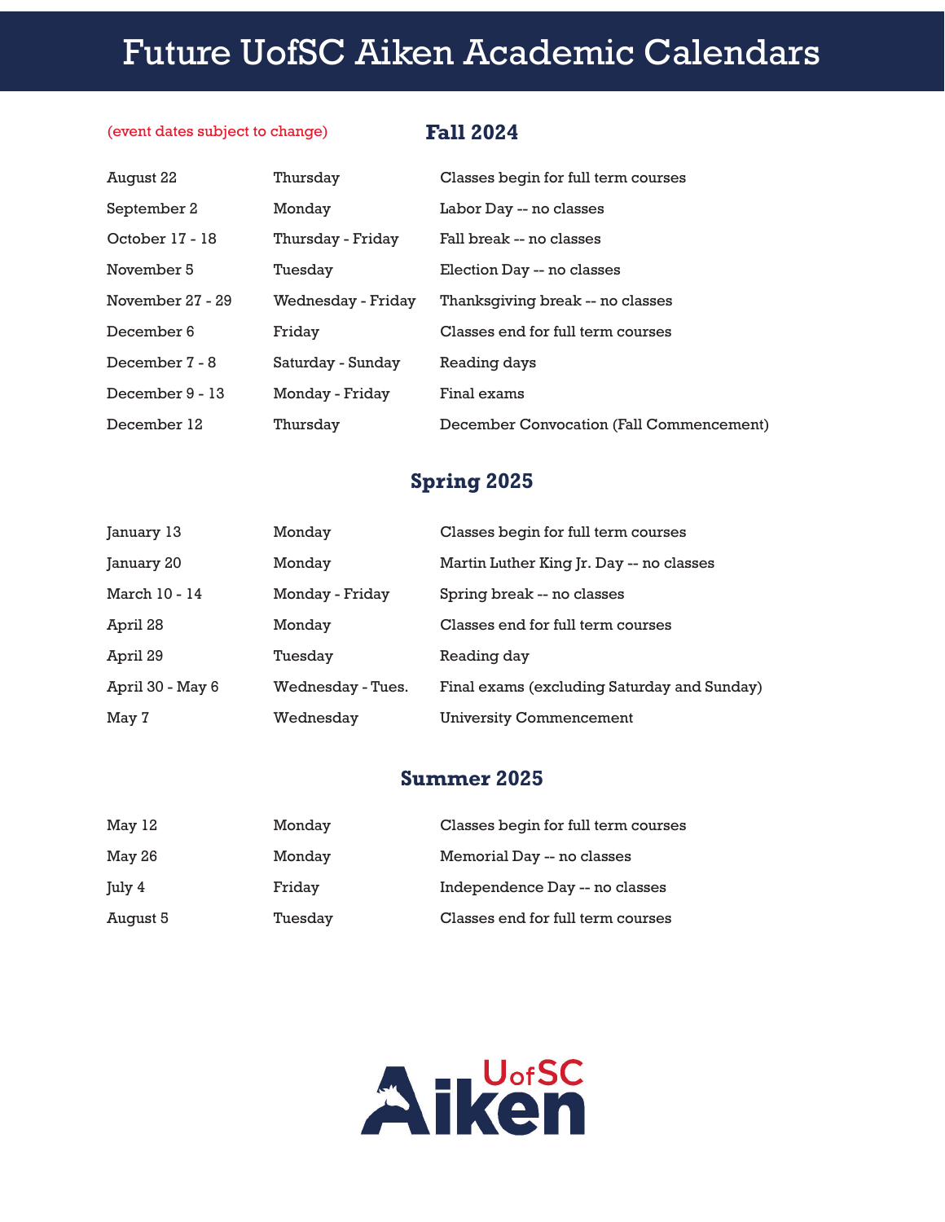# Future UofSC Aiken Academic Calendars

(event dates subject to change)

## Fall 2024

| | | |
|---|---|---|
| August 22 | Thursday | Classes begin for full term courses |
| September 2 | Monday | Labor Day -- no classes |
| October 17 - 18 | Thursday - Friday | Fall break -- no classes |
| November 5 | Tuesday | Election Day -- no classes |
| November 27 - 29 | Wednesday - Friday | Thanksgiving break -- no classes |
| December 6 | Friday | Classes end for full term courses |
| December 7 - 8 | Saturday - Sunday | Reading days |
| December 9 - 13 | Monday - Friday | Final exams |
| December 12 | Thursday | December Convocation (Fall Commencement) |

## Spring 2025

| | | |
|---|---|---|
| January 13 | Monday | Classes begin for full term courses |
| January 20 | Monday | Martin Luther King Jr. Day -- no classes |
| March 10 - 14 | Monday - Friday | Spring break -- no classes |
| April 28 | Monday | Classes end for full term courses |
| April 29 | Tuesday | Reading day |
| April 30 - May 6 | Wednesday - Tues. | Final exams (excluding Saturday and Sunday) |
| May 7 | Wednesday | University Commencement |

## Summer 2025

| | | |
|---|---|---|
| May 12 | Monday | Classes begin for full term courses |
| May 26 | Monday | Memorial Day -- no classes |
| July 4 | Friday | Independence Day -- no classes |
| August 5 | Tuesday | Classes end for full term courses |

UofSC Aiken